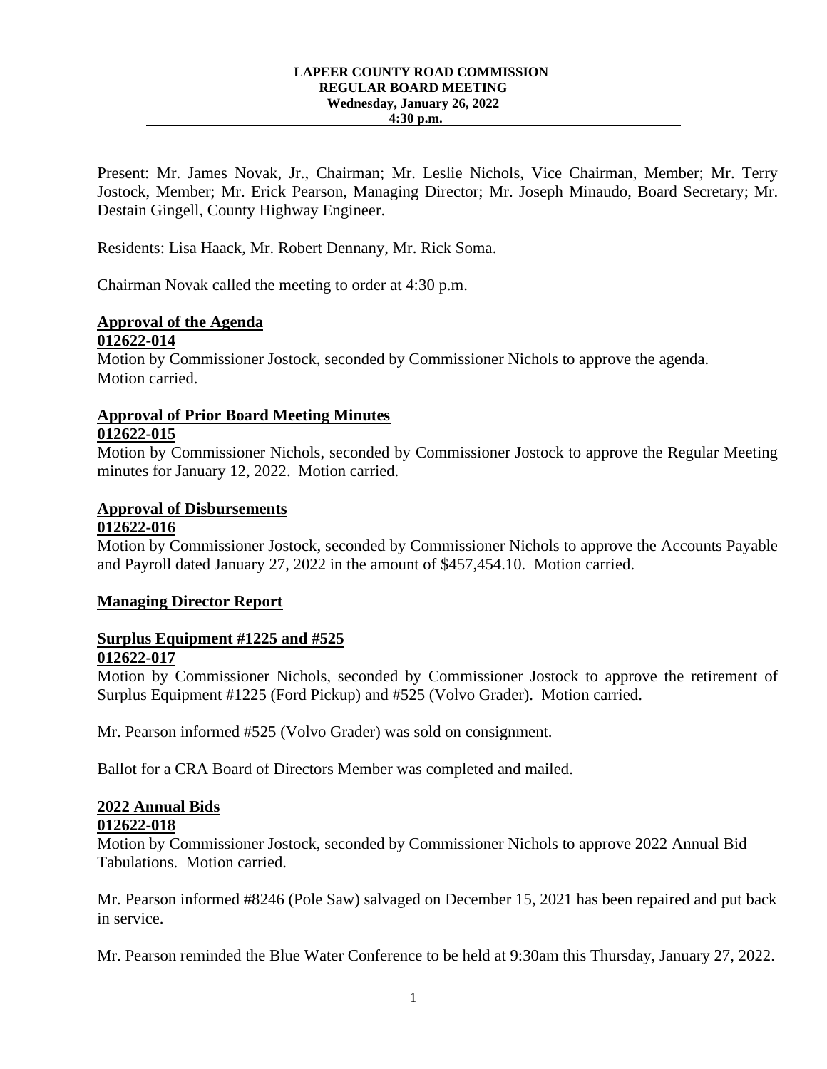**LAPEER COUNTY ROAD COMMISSION**
**REGULAR BOARD MEETING**
**Wednesday, January 26, 2022**
**4:30 p.m.**

Present: Mr. James Novak, Jr., Chairman; Mr. Leslie Nichols, Vice Chairman, Member; Mr. Terry Jostock, Member; Mr. Erick Pearson, Managing Director; Mr. Joseph Minaudo, Board Secretary; Mr. Destain Gingell, County Highway Engineer.

Residents: Lisa Haack, Mr. Robert Dennany, Mr. Rick Soma.

Chairman Novak called the meeting to order at 4:30 p.m.

**Approval of the Agenda**
**012622-014**
Motion by Commissioner Jostock, seconded by Commissioner Nichols to approve the agenda. Motion carried.

**Approval of Prior Board Meeting Minutes**
**012622-015**
Motion by Commissioner Nichols, seconded by Commissioner Jostock to approve the Regular Meeting minutes for January 12, 2022. Motion carried.

**Approval of Disbursements**
**012622-016**
Motion by Commissioner Jostock, seconded by Commissioner Nichols to approve the Accounts Payable and Payroll dated January 27, 2022 in the amount of $457,454.10. Motion carried.

**Managing Director Report**

**Surplus Equipment #1225 and #525**
**012622-017**
Motion by Commissioner Nichols, seconded by Commissioner Jostock to approve the retirement of Surplus Equipment #1225 (Ford Pickup) and #525 (Volvo Grader). Motion carried.

Mr. Pearson informed #525 (Volvo Grader) was sold on consignment.

Ballot for a CRA Board of Directors Member was completed and mailed.

**2022 Annual Bids**
**012622-018**
Motion by Commissioner Jostock, seconded by Commissioner Nichols to approve 2022 Annual Bid Tabulations. Motion carried.

Mr. Pearson informed #8246 (Pole Saw) salvaged on December 15, 2021 has been repaired and put back in service.

Mr. Pearson reminded the Blue Water Conference to be held at 9:30am this Thursday, January 27, 2022.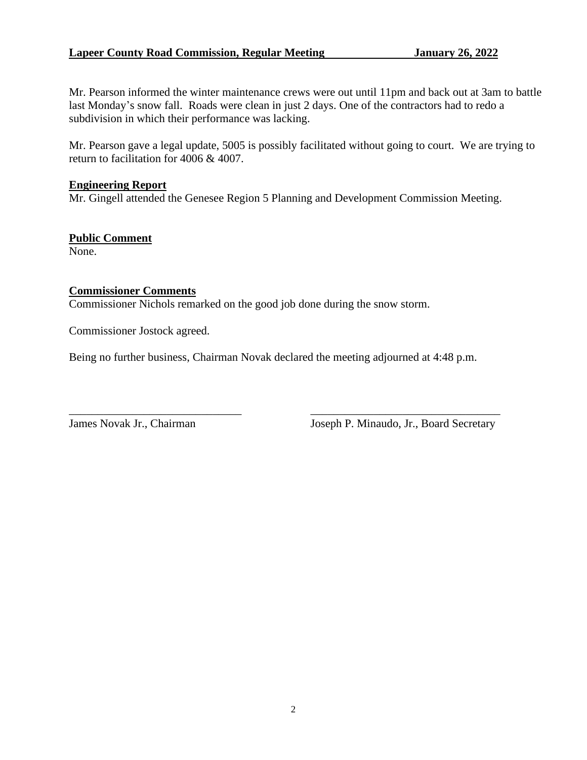Mr. Pearson informed the winter maintenance crews were out until 11pm and back out at 3am to battle last Monday's snow fall. Roads were clean in just 2 days. One of the contractors had to redo a subdivision in which their performance was lacking.

Mr. Pearson gave a legal update, 5005 is possibly facilitated without going to court. We are trying to return to facilitation for 4006 & 4007.

**Engineering Report**

Mr. Gingell attended the Genesee Region 5 Planning and Development Commission Meeting.

**Public Comment**

None.

**Commissioner Comments**

Commissioner Nichols remarked on the good job done during the snow storm.

Commissioner Jostock agreed.

Being no further business, Chairman Novak declared the meeting adjourned at 4:48 p.m.

______________________________ ______________________________

James Novak Jr., Chairman Joseph P. Minaudo, Jr., Board Secretary